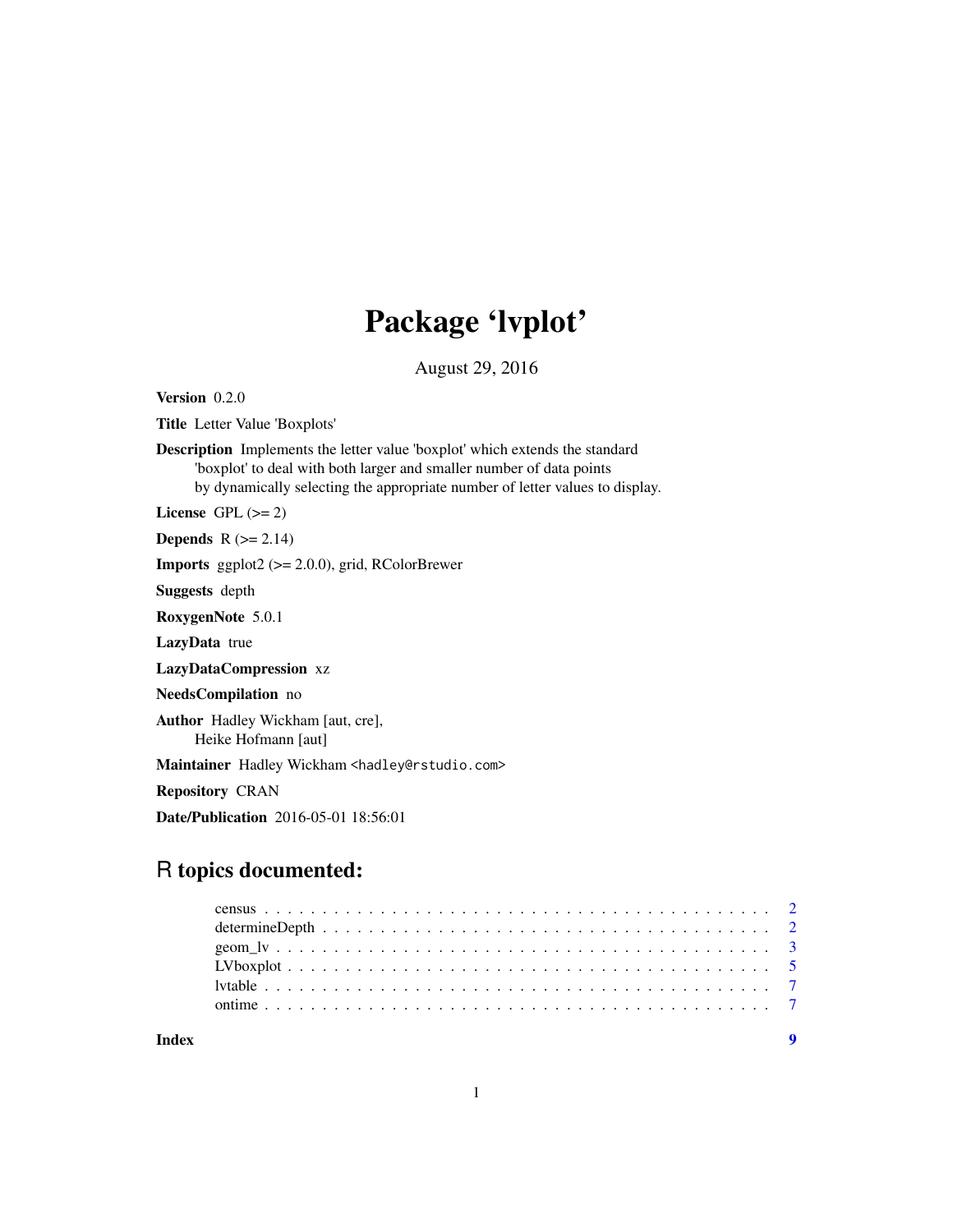# Package 'lvplot'

August 29, 2016

**Version** 0.2.0

**Title** Letter Value 'Boxplots'

**Description** Implements the letter value 'boxplot' which extends the standard 'boxplot' to deal with both larger and smaller number of data points by dynamically selecting the appropriate number of letter values to display.

**License** GPL (>= 2)

**Depends** R (>= 2.14)

**Imports** ggplot2 (>= 2.0.0), grid, RColorBrewer

**Suggests** depth

**RoxygenNote** 5.0.1

**LazyData** true

**LazyDataCompression** xz

**NeedsCompilation** no

**Author** Hadley Wickham [aut, cre], Heike Hofmann [aut]

**Maintainer** Hadley Wickham <hadley@rstudio.com>

**Repository** CRAN

**Date/Publication** 2016-05-01 18:56:01

## R topics documented:

- census . . . . . . . . . . . . . . . . . . . . . . . . . . . . . . . . . . . . . . . . . . 2
- determineDepth . . . . . . . . . . . . . . . . . . . . . . . . . . . . . . . . . . . . 2
- geom_lv . . . . . . . . . . . . . . . . . . . . . . . . . . . . . . . . . . . . . . . . . 3
- LVboxplot . . . . . . . . . . . . . . . . . . . . . . . . . . . . . . . . . . . . . . . 5
- lvtable . . . . . . . . . . . . . . . . . . . . . . . . . . . . . . . . . . . . . . . . . 7
- ontime . . . . . . . . . . . . . . . . . . . . . . . . . . . . . . . . . . . . . . . . . 7

**Index** 9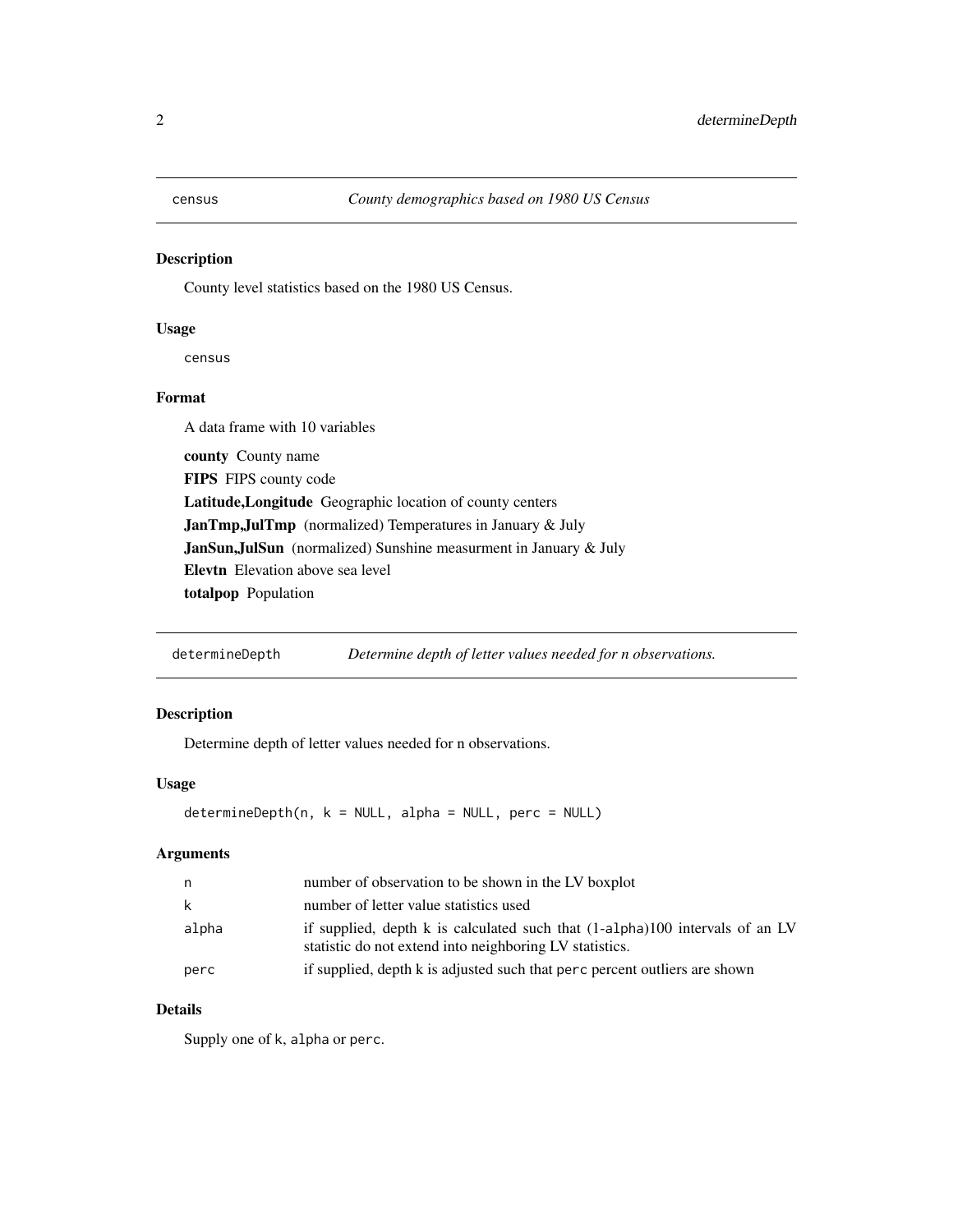## census — *County demographics based on 1980 US Census*

### Description

County level statistics based on the 1980 US Census.

### Usage

```
census
```

### Format

A data frame with 10 variables

- **county** County name
- **FIPS** FIPS county code
- **Latitude,Longitude** Geographic location of county centers
- **JanTmp,JulTmp** (normalized) Temperatures in January & July
- **JanSun,JulSun** (normalized) Sunshine measurment in January & July
- **Elevtn** Elevation above sea level
- **totalpop** Population

## determineDepth — *Determine depth of letter values needed for n observations.*

### Description

Determine depth of letter values needed for n observations.

### Usage

```
determineDepth(n, k = NULL, alpha = NULL, perc = NULL)
```

### Arguments

| | |
|---|---|
| n | number of observation to be shown in the LV boxplot |
| k | number of letter value statistics used |
| alpha | if supplied, depth k is calculated such that (1-alpha)100 intervals of an LV statistic do not extend into neighboring LV statistics. |
| perc | if supplied, depth k is adjusted such that perc percent outliers are shown |

### Details

Supply one of k, alpha or perc.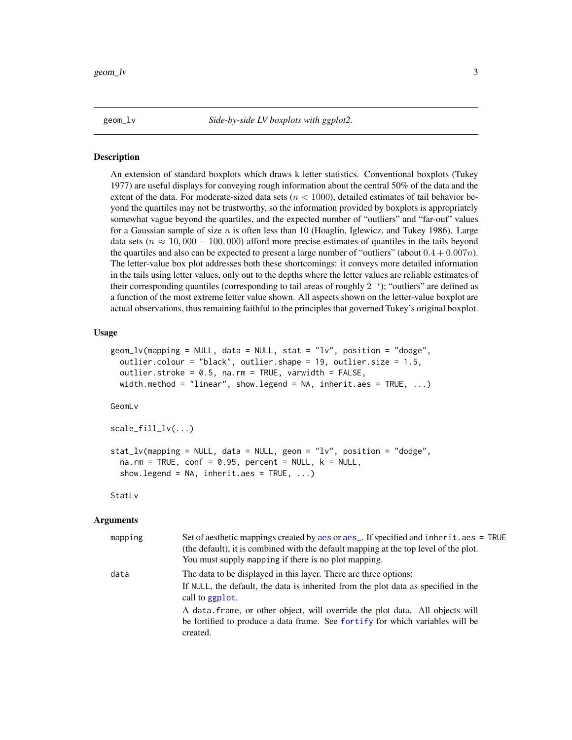## geom_lv — *Side-by-side LV boxplots with ggplot2.*

### Description

An extension of standard boxplots which draws k letter statistics. Conventional boxplots (Tukey 1977) are useful displays for conveying rough information about the central 50% of the data and the extent of the data. For moderate-sized data sets ($n < 1000$), detailed estimates of tail behavior beyond the quartiles may not be trustworthy, so the information provided by boxplots is appropriately somewhat vague beyond the quartiles, and the expected number of "outliers" and "far-out" values for a Gaussian sample of size $n$ is often less than 10 (Hoaglin, Iglewicz, and Tukey 1986). Large data sets ($n \approx 10,000 - 100,000$) afford more precise estimates of quantiles in the tails beyond the quartiles and also can be expected to present a large number of "outliers" (about $0.4 + 0.007n$). The letter-value box plot addresses both these shortcomings: it conveys more detailed information in the tails using letter values, only out to the depths where the letter values are reliable estimates of their corresponding quantiles (corresponding to tail areas of roughly $2^{-i}$); "outliers" are defined as a function of the most extreme letter value shown. All aspects shown on the letter-value boxplot are actual observations, thus remaining faithful to the principles that governed Tukey's original boxplot.

### Usage

```
geom_lv(mapping = NULL, data = NULL, stat = "lv", position = "dodge",
  outlier.colour = "black", outlier.shape = 19, outlier.size = 1.5,
  outlier.stroke = 0.5, na.rm = TRUE, varwidth = FALSE,
  width.method = "linear", show.legend = NA, inherit.aes = TRUE, ...)

GeomLv

scale_fill_lv(...)

stat_lv(mapping = NULL, data = NULL, geom = "lv", position = "dodge",
  na.rm = TRUE, conf = 0.95, percent = NULL, k = NULL,
  show.legend = NA, inherit.aes = TRUE, ...)

StatLv
```

### Arguments

| | |
|---|---|
| mapping | Set of aesthetic mappings created by aes or aes_. If specified and inherit.aes = TRUE (the default), it is combined with the default mapping at the top level of the plot. You must supply mapping if there is no plot mapping. |
| data | The data to be displayed in this layer. There are three options:<br>If NULL, the default, the data is inherited from the plot data as specified in the call to ggplot.<br>A data.frame, or other object, will override the plot data. All objects will be fortified to produce a data frame. See fortify for which variables will be created. |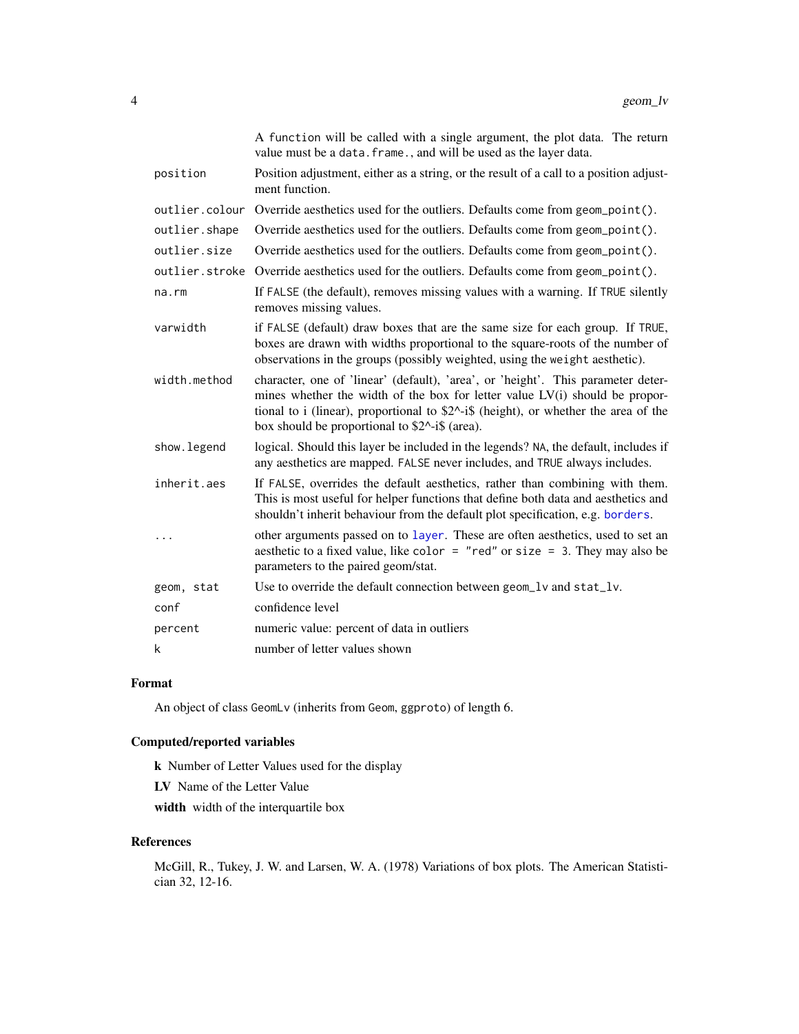| | |
|---|---|
| | A function will be called with a single argument, the plot data. The return value must be a data.frame., and will be used as the layer data. |
| position | Position adjustment, either as a string, or the result of a call to a position adjustment function. |
| outlier.colour | Override aesthetics used for the outliers. Defaults come from geom_point(). |
| outlier.shape | Override aesthetics used for the outliers. Defaults come from geom_point(). |
| outlier.size | Override aesthetics used for the outliers. Defaults come from geom_point(). |
| outlier.stroke | Override aesthetics used for the outliers. Defaults come from geom_point(). |
| na.rm | If FALSE (the default), removes missing values with a warning. If TRUE silently removes missing values. |
| varwidth | if FALSE (default) draw boxes that are the same size for each group. If TRUE, boxes are drawn with widths proportional to the square-roots of the number of observations in the groups (possibly weighted, using the weight aesthetic). |
| width.method | character, one of 'linear' (default), 'area', or 'height'. This parameter determines whether the width of the box for letter value LV(i) should be proportional to i (linear), proportional to $2^-i$ (height), or whether the area of the box should be proportional to $2^-i$ (area). |
| show.legend | logical. Should this layer be included in the legends? NA, the default, includes if any aesthetics are mapped. FALSE never includes, and TRUE always includes. |
| inherit.aes | If FALSE, overrides the default aesthetics, rather than combining with them. This is most useful for helper functions that define both data and aesthetics and shouldn't inherit behaviour from the default plot specification, e.g. borders. |
| ... | other arguments passed on to layer. These are often aesthetics, used to set an aesthetic to a fixed value, like color = "red" or size = 3. They may also be parameters to the paired geom/stat. |
| geom, stat | Use to override the default connection between geom_lv and stat_lv. |
| conf | confidence level |
| percent | numeric value: percent of data in outliers |
| k | number of letter values shown |

## Format

An object of class GeomLv (inherits from Geom, ggproto) of length 6.

## Computed/reported variables

**k** Number of Letter Values used for the display

**LV** Name of the Letter Value

**width** width of the interquartile box

## References

McGill, R., Tukey, J. W. and Larsen, W. A. (1978) Variations of box plots. The American Statistician 32, 12-16.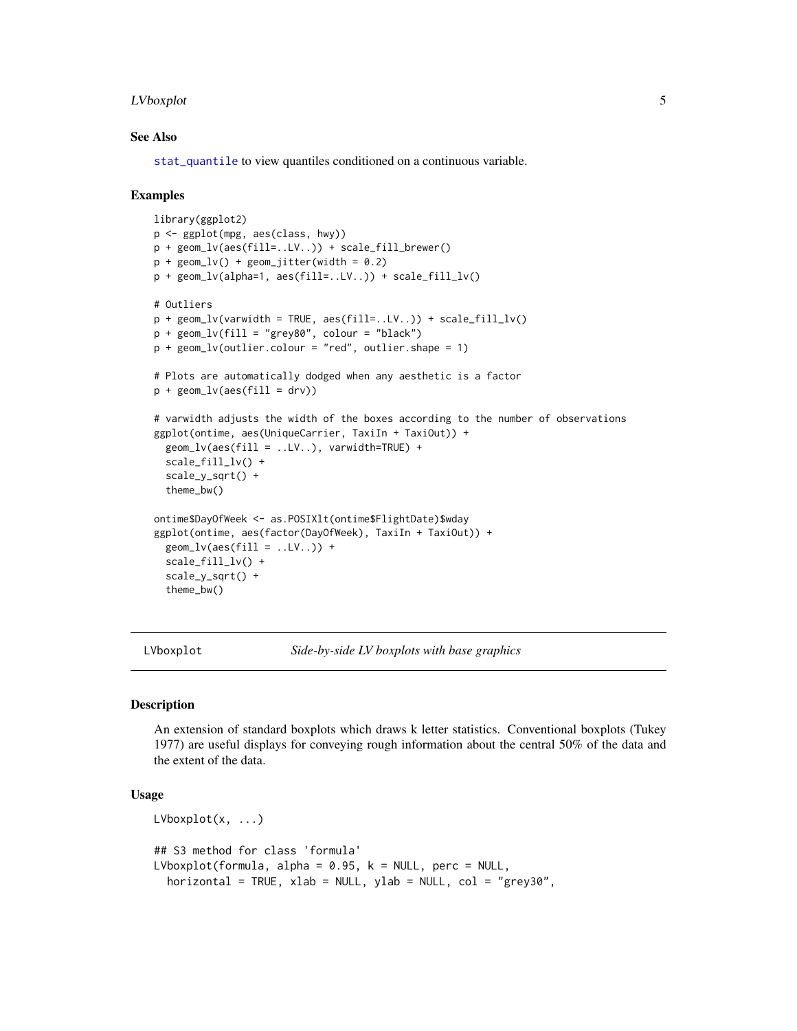### See Also

stat_quantile to view quantiles conditioned on a continuous variable.

### Examples

```
library(ggplot2)
p <- ggplot(mpg, aes(class, hwy))
p + geom_lv(aes(fill=..LV..)) + scale_fill_brewer()
p + geom_lv() + geom_jitter(width = 0.2)
p + geom_lv(alpha=1, aes(fill=..LV..)) + scale_fill_lv()

# Outliers
p + geom_lv(varwidth = TRUE, aes(fill=..LV..)) + scale_fill_lv()
p + geom_lv(fill = "grey80", colour = "black")
p + geom_lv(outlier.colour = "red", outlier.shape = 1)

# Plots are automatically dodged when any aesthetic is a factor
p + geom_lv(aes(fill = drv))

# varwidth adjusts the width of the boxes according to the number of observations
ggplot(ontime, aes(UniqueCarrier, TaxiIn + TaxiOut)) +
  geom_lv(aes(fill = ..LV..), varwidth=TRUE) +
  scale_fill_lv() +
  scale_y_sqrt() +
  theme_bw()

ontime$DayOfWeek <- as.POSIXlt(ontime$FlightDate)$wday
ggplot(ontime, aes(factor(DayOfWeek), TaxiIn + TaxiOut)) +
  geom_lv(aes(fill = ..LV..)) +
  scale_fill_lv() +
  scale_y_sqrt() +
  theme_bw()
```

---

## LVboxplot — *Side-by-side LV boxplots with base graphics*

### Description

An extension of standard boxplots which draws k letter statistics. Conventional boxplots (Tukey 1977) are useful displays for conveying rough information about the central 50% of the data and the extent of the data.

### Usage

```
LVboxplot(x, ...)

## S3 method for class 'formula'
LVboxplot(formula, alpha = 0.95, k = NULL, perc = NULL,
  horizontal = TRUE, xlab = NULL, ylab = NULL, col = "grey30",
```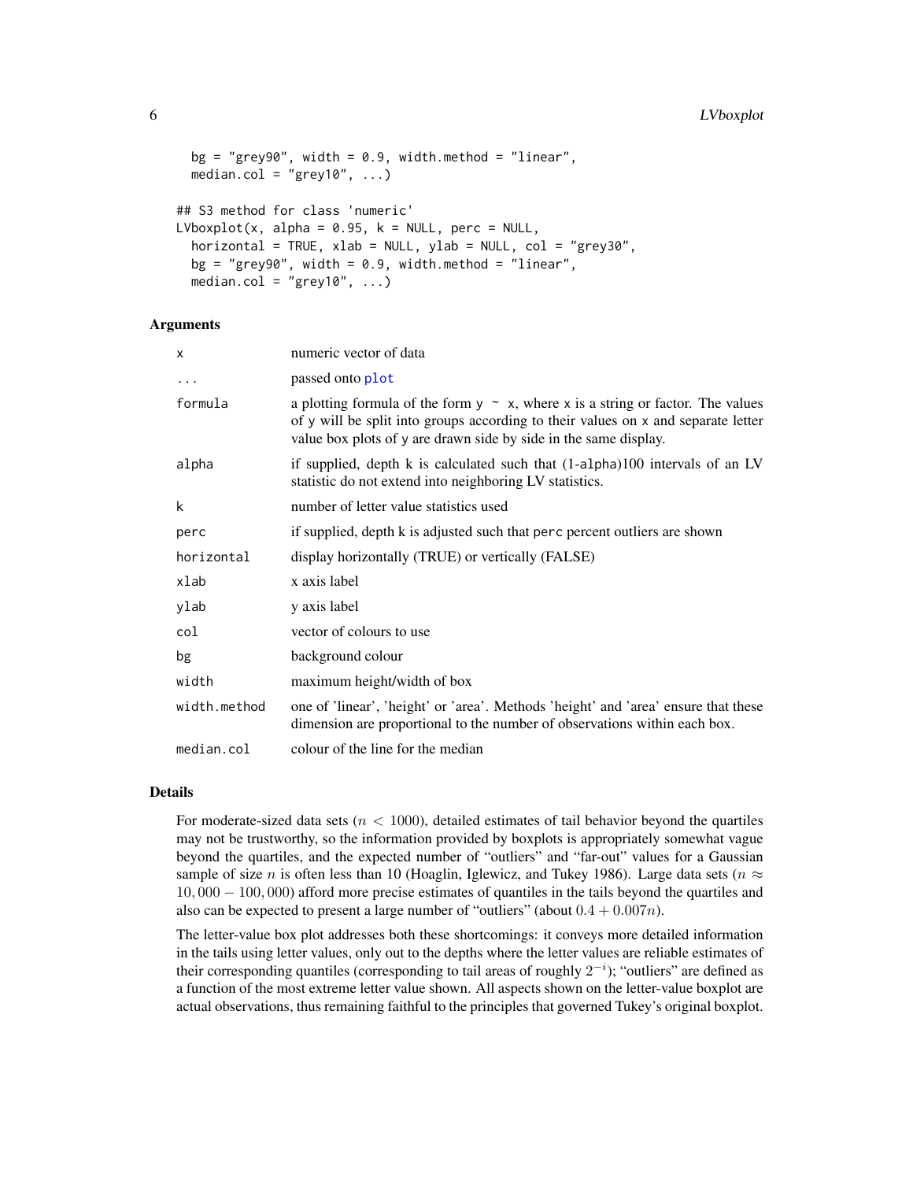```
  bg = "grey90", width = 0.9, width.method = "linear",
  median.col = "grey10", ...)

## S3 method for class 'numeric'
LVboxplot(x, alpha = 0.95, k = NULL, perc = NULL,
  horizontal = TRUE, xlab = NULL, ylab = NULL, col = "grey30",
  bg = "grey90", width = 0.9, width.method = "linear",
  median.col = "grey10", ...)
```

### Arguments

| | |
|---|---|
| `x` | numeric vector of data |
| `...` | passed onto `plot` |
| `formula` | a plotting formula of the form `y ~ x`, where `x` is a string or factor. The values of `y` will be split into groups according to their values on `x` and separate letter value box plots of `y` are drawn side by side in the same display. |
| `alpha` | if supplied, depth k is calculated such that (1-`alpha`)100 intervals of an LV statistic do not extend into neighboring LV statistics. |
| `k` | number of letter value statistics used |
| `perc` | if supplied, depth k is adjusted such that `perc` percent outliers are shown |
| `horizontal` | display horizontally (TRUE) or vertically (FALSE) |
| `xlab` | x axis label |
| `ylab` | y axis label |
| `col` | vector of colours to use |
| `bg` | background colour |
| `width` | maximum height/width of box |
| `width.method` | one of 'linear', 'height' or 'area'. Methods 'height' and 'area' ensure that these dimension are proportional to the number of observations within each box. |
| `median.col` | colour of the line for the median |

### Details

For moderate-sized data sets ($n < 1000$), detailed estimates of tail behavior beyond the quartiles may not be trustworthy, so the information provided by boxplots is appropriately somewhat vague beyond the quartiles, and the expected number of "outliers" and "far-out" values for a Gaussian sample of size $n$ is often less than 10 (Hoaglin, Iglewicz, and Tukey 1986). Large data sets ($n \approx 10,000 - 100,000$) afford more precise estimates of quantiles in the tails beyond the quartiles and also can be expected to present a large number of "outliers" (about $0.4 + 0.007n$).

The letter-value box plot addresses both these shortcomings: it conveys more detailed information in the tails using letter values, only out to the depths where the letter values are reliable estimates of their corresponding quantiles (corresponding to tail areas of roughly $2^{-i}$); "outliers" are defined as a function of the most extreme letter value shown. All aspects shown on the letter-value boxplot are actual observations, thus remaining faithful to the principles that governed Tukey's original boxplot.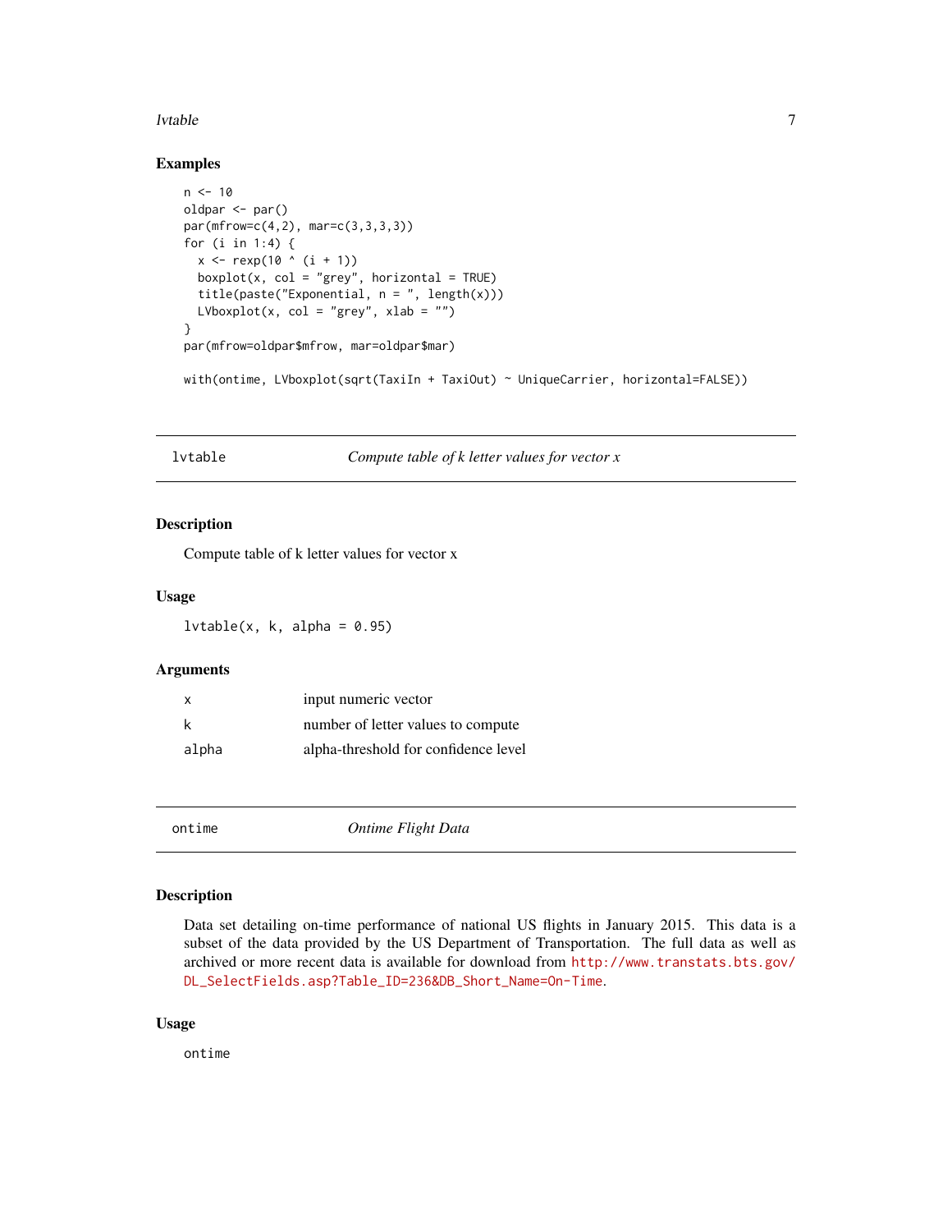### Examples

```
n <- 10
oldpar <- par()
par(mfrow=c(4,2), mar=c(3,3,3,3))
for (i in 1:4) {
  x <- rexp(10 ^ (i + 1))
  boxplot(x, col = "grey", horizontal = TRUE)
  title(paste("Exponential, n = ", length(x)))
  LVboxplot(x, col = "grey", xlab = "")
}
par(mfrow=oldpar$mfrow, mar=oldpar$mar)

with(ontime, LVboxplot(sqrt(TaxiIn + TaxiOut) ~ UniqueCarrier, horizontal=FALSE))
```

---

## lvtable — *Compute table of k letter values for vector x*

### Description

Compute table of k letter values for vector x

### Usage

```
lvtable(x, k, alpha = 0.95)
```

### Arguments

| | |
|---|---|
| x | input numeric vector |
| k | number of letter values to compute |
| alpha | alpha-threshold for confidence level |

---

## ontime — *Ontime Flight Data*

### Description

Data set detailing on-time performance of national US flights in January 2015. This data is a subset of the data provided by the US Department of Transportation. The full data as well as archived or more recent data is available for download from http://www.transtats.bts.gov/DL_SelectFields.asp?Table_ID=236&DB_Short_Name=On-Time.

### Usage

```
ontime
```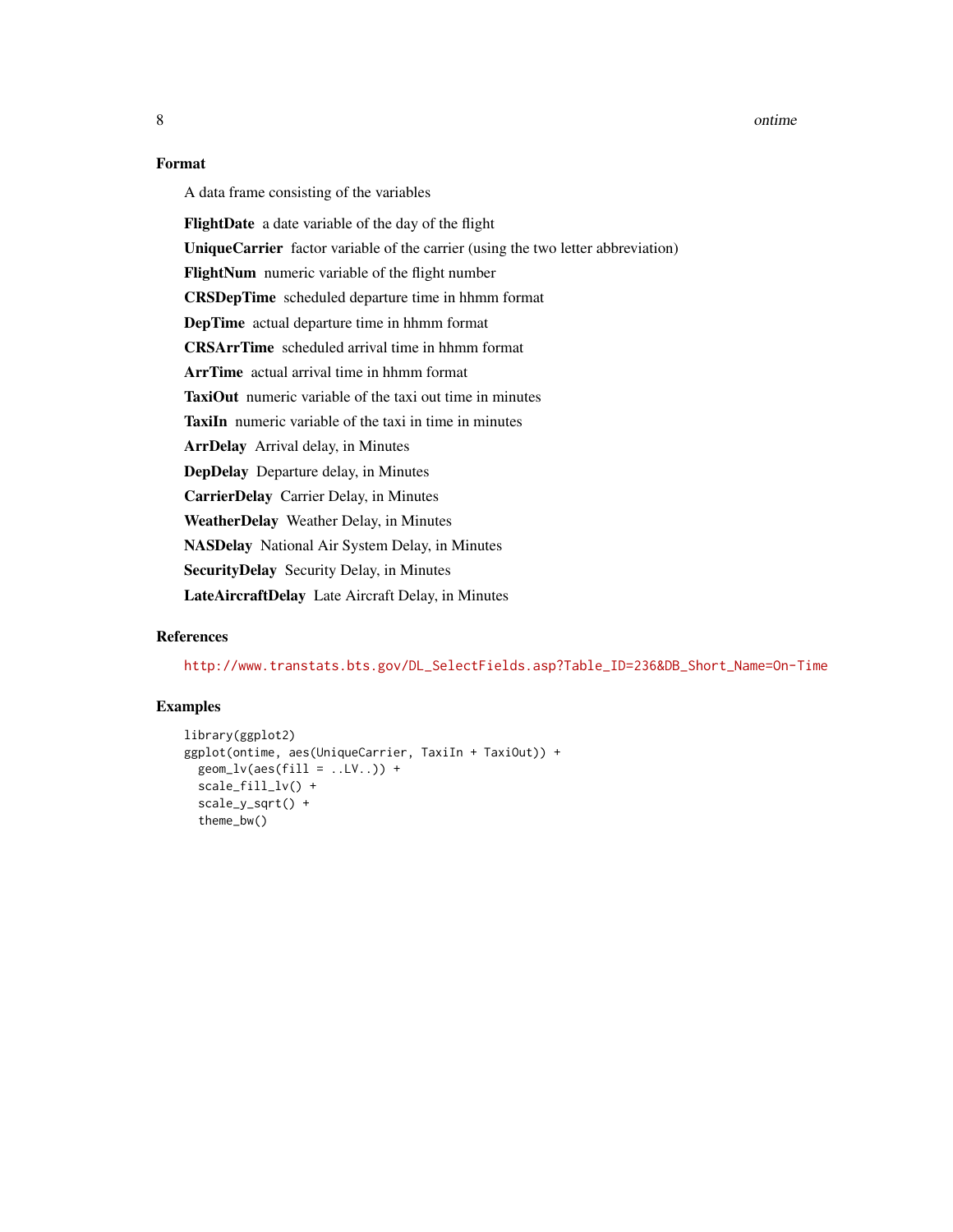### Format

A data frame consisting of the variables

**FlightDate** a date variable of the day of the flight

**UniqueCarrier** factor variable of the carrier (using the two letter abbreviation)

**FlightNum** numeric variable of the flight number

**CRSDepTime** scheduled departure time in hhmm format

**DepTime** actual departure time in hhmm format

**CRSArrTime** scheduled arrival time in hhmm format

**ArrTime** actual arrival time in hhmm format

**TaxiOut** numeric variable of the taxi out time in minutes

**TaxiIn** numeric variable of the taxi in time in minutes

**ArrDelay** Arrival delay, in Minutes

**DepDelay** Departure delay, in Minutes

**CarrierDelay** Carrier Delay, in Minutes

**WeatherDelay** Weather Delay, in Minutes

**NASDelay** National Air System Delay, in Minutes

**SecurityDelay** Security Delay, in Minutes

**LateAircraftDelay** Late Aircraft Delay, in Minutes

### References

http://www.transtats.bts.gov/DL_SelectFields.asp?Table_ID=236&DB_Short_Name=On-Time

### Examples

```
library(ggplot2)
ggplot(ontime, aes(UniqueCarrier, TaxiIn + TaxiOut)) +
  geom_lv(aes(fill = ..LV..)) +
  scale_fill_lv() +
  scale_y_sqrt() +
  theme_bw()
```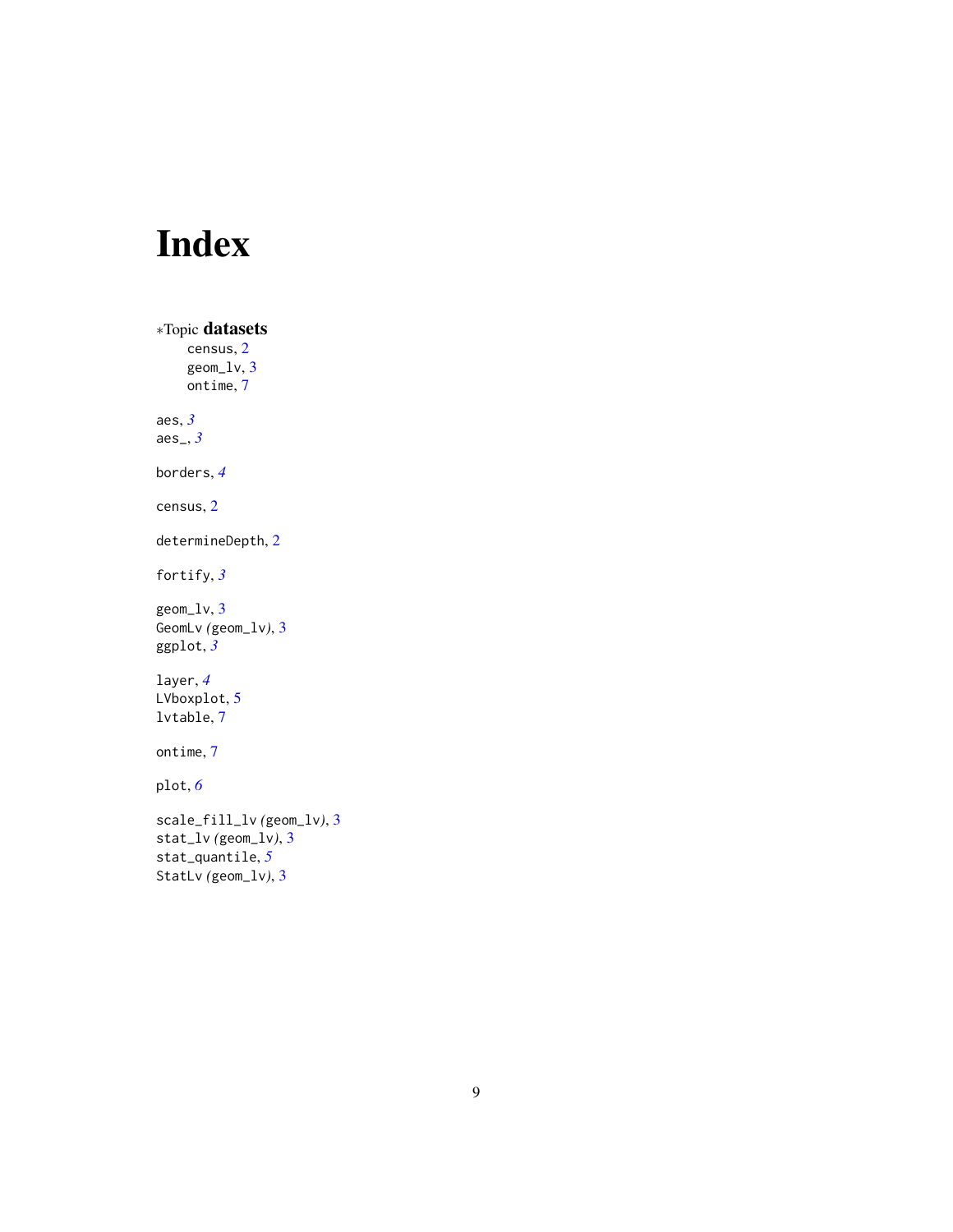# Index

∗Topic **datasets**

- census, 2
- geom_lv, 3
- ontime, 7

aes, *3*
aes_, *3*

borders, *4*

census, 2

determineDepth, 2

fortify, *3*

geom_lv, 3
GeomLv *(*geom_lv*)*, 3
ggplot, *3*

layer, *4*
LVboxplot, 5
lvtable, 7

ontime, 7

plot, *6*

scale_fill_lv *(*geom_lv*)*, 3
stat_lv *(*geom_lv*)*, 3
stat_quantile, *5*
StatLv *(*geom_lv*)*, 3